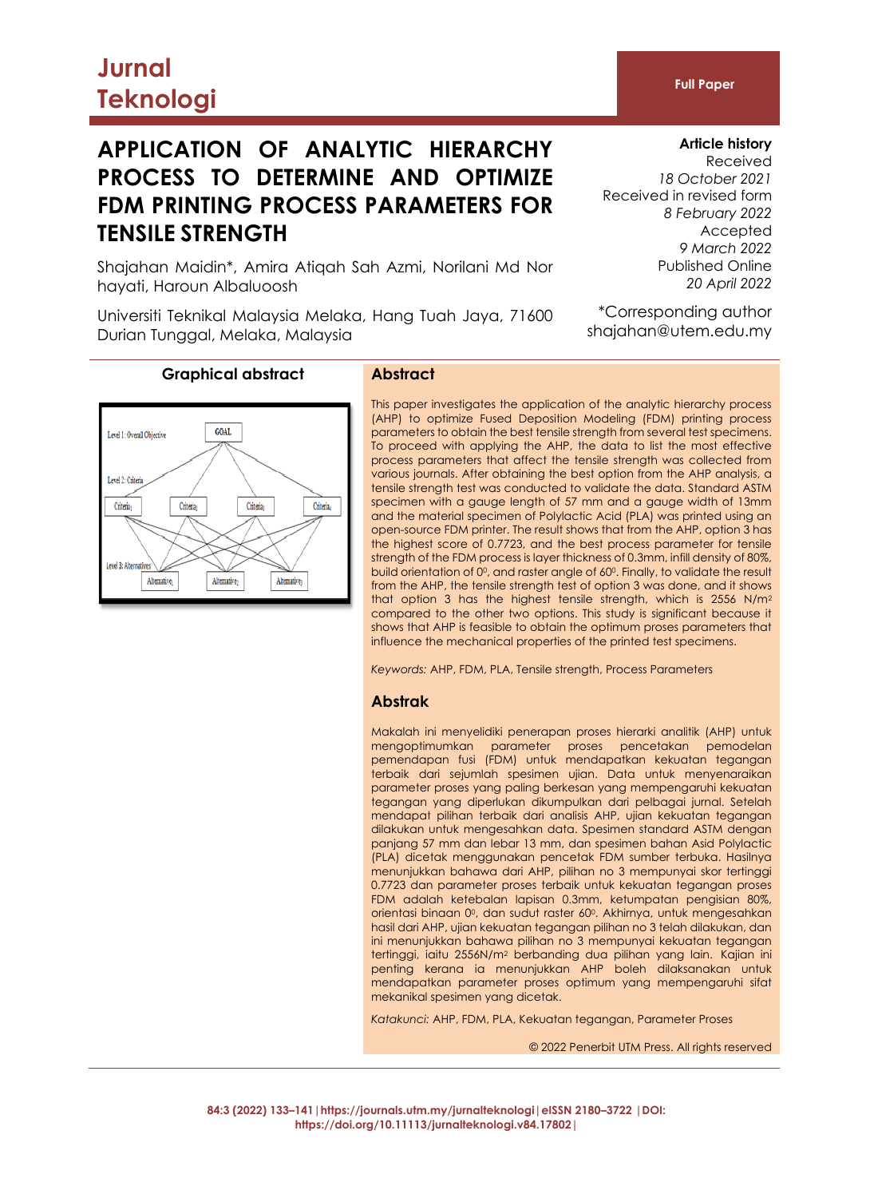Jurnal Teknologi

Full Paper

# APPLICATION OF ANALYTIC HIERARCHY PROCESS TO DETERMINE AND OPTIMIZE FDM PRINTING PROCESS PARAMETERS FOR TENSILE STRENGTH

Shajahan Maidin*, Amira Atiqah Sah Azmi, Norilani Md Nor hayati, Haroun Albaluoosh

Universiti Teknikal Malaysia Melaka, Hang Tuah Jaya, 71600 Durian Tunggal, Melaka, Malaysia

**Article history**
Received
*18 October 2021*
Received in revised form
*8 February 2022*
Accepted
*9 March 2022*
Published Online
*20 April 2022*

*Corresponding author
shajahan@utem.edu.my

## Graphical abstract

## Abstract

This paper investigates the application of the analytic hierarchy process (AHP) to optimize Fused Deposition Modeling (FDM) printing process parameters to obtain the best tensile strength from several test specimens. To proceed with applying the AHP, the data to list the most effective process parameters that affect the tensile strength was collected from various journals. After obtaining the best option from the AHP analysis, a tensile strength test was conducted to validate the data. Standard ASTM specimen with a gauge length of 57 mm and a gauge width of 13mm and the material specimen of Polylactic Acid (PLA) was printed using an open-source FDM printer. The result shows that from the AHP, option 3 has the highest score of 0.7723, and the best process parameter for tensile strength of the FDM process is layer thickness of 0.3mm, infill density of 80%, build orientation of $0^0$, and raster angle of $60^0$. Finally, to validate the result from the AHP, the tensile strength test of option 3 was done, and it shows that option 3 has the highest tensile strength, which is 2556 N/m$^2$ compared to the other two options. This study is significant because it shows that AHP is feasible to obtain the optimum proses parameters that influence the mechanical properties of the printed test specimens.

*Keywords:* AHP, FDM, PLA, Tensile strength, Process Parameters

## Abstrak

Makalah ini menyelidiki penerapan proses hierarki analitik (AHP) untuk mengoptimumkan parameter proses pencetakan pemodelan pemendapan fusi (FDM) untuk mendapatkan kekuatan tegangan terbaik dari sejumlah spesimen ujian. Data untuk menyenaraikan parameter proses yang paling berkesan yang mempengaruhi kekuatan tegangan yang diperlukan dikumpulkan dari pelbagai jurnal. Setelah mendapat pilihan terbaik dari analisis AHP, ujian kekuatan tegangan dilakukan untuk mengesahkan data. Spesimen standard ASTM dengan panjang 57 mm dan lebar 13 mm, dan spesimen bahan Asid Polylactic (PLA) dicetak menggunakan pencetak FDM sumber terbuka. Hasilnya menunjukkan bahawa dari AHP, pilihan no 3 mempunyai skor tertinggi 0.7723 dan parameter proses terbaik untuk kekuatan tegangan proses FDM adalah ketebalan lapisan 0.3mm, ketumpatan pengisian 80%, orientasi binaan $0^0$, dan sudut raster $60^0$. Akhirnya, untuk mengesahkan hasil dari AHP, ujian kekuatan tegangan pilihan no 3 telah dilakukan, dan ini menunjukkan bahawa pilihan no 3 mempunyai kekuatan tegangan tertinggi, iaitu 2556N/m$^2$ berbanding dua pilihan yang lain. Kajian ini penting kerana ia menunjukkan AHP boleh dilaksanakan untuk mendapatkan parameter proses optimum yang mempengaruhi sifat mekanikal spesimen yang dicetak.

*Katakunci:* AHP, FDM, PLA, Kekuatan tegangan, Parameter Proses

© 2022 Penerbit UTM Press. All rights reserved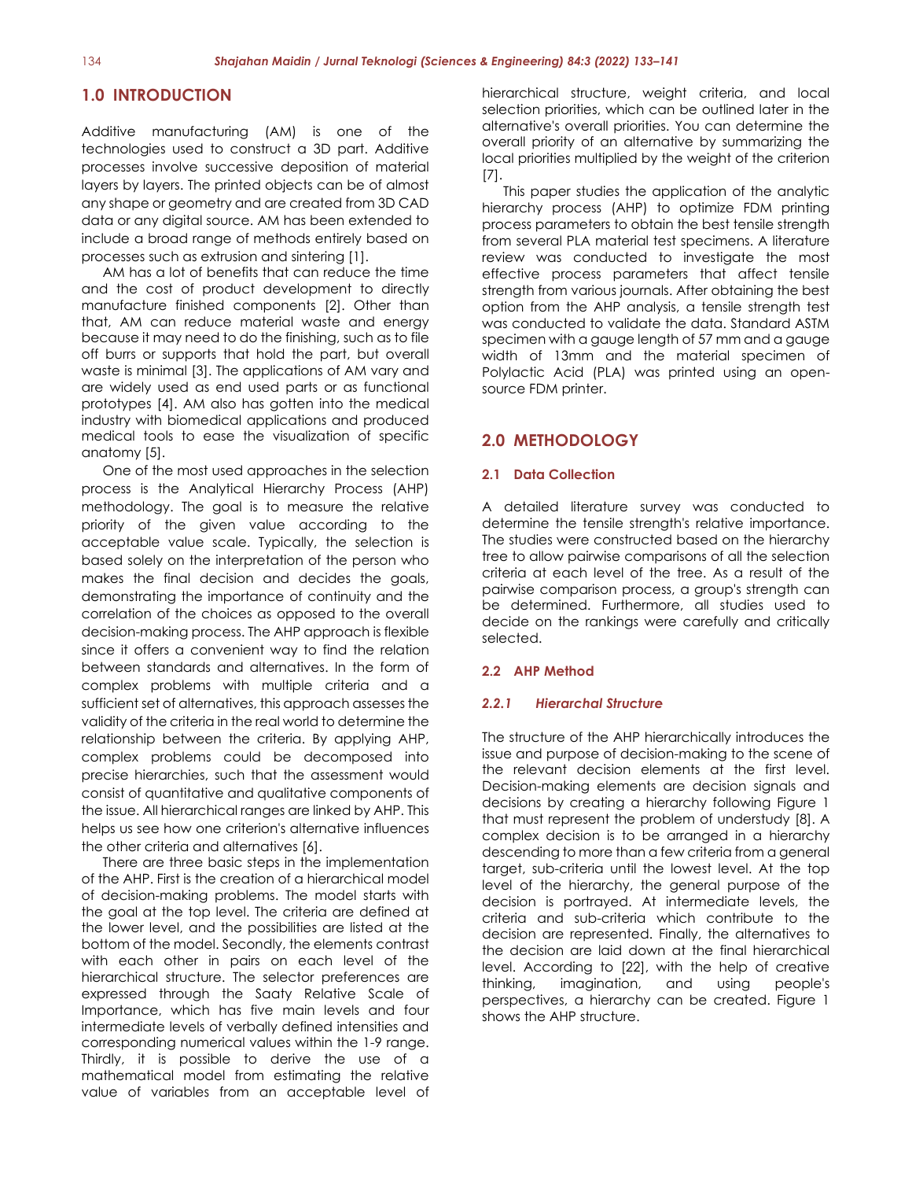## 1.0 INTRODUCTION

Additive manufacturing (AM) is one of the technologies used to construct a 3D part. Additive processes involve successive deposition of material layers by layers. The printed objects can be of almost any shape or geometry and are created from 3D CAD data or any digital source. AM has been extended to include a broad range of methods entirely based on processes such as extrusion and sintering [1].

AM has a lot of benefits that can reduce the time and the cost of product development to directly manufacture finished components [2]. Other than that, AM can reduce material waste and energy because it may need to do the finishing, such as to file off burrs or supports that hold the part, but overall waste is minimal [3]. The applications of AM vary and are widely used as end used parts or as functional prototypes [4]. AM also has gotten into the medical industry with biomedical applications and produced medical tools to ease the visualization of specific anatomy [5].

One of the most used approaches in the selection process is the Analytical Hierarchy Process (AHP) methodology. The goal is to measure the relative priority of the given value according to the acceptable value scale. Typically, the selection is based solely on the interpretation of the person who makes the final decision and decides the goals, demonstrating the importance of continuity and the correlation of the choices as opposed to the overall decision-making process. The AHP approach is flexible since it offers a convenient way to find the relation between standards and alternatives. In the form of complex problems with multiple criteria and a sufficient set of alternatives, this approach assesses the validity of the criteria in the real world to determine the relationship between the criteria. By applying AHP, complex problems could be decomposed into precise hierarchies, such that the assessment would consist of quantitative and qualitative components of the issue. All hierarchical ranges are linked by AHP. This helps us see how one criterion's alternative influences the other criteria and alternatives [6].

There are three basic steps in the implementation of the AHP. First is the creation of a hierarchical model of decision-making problems. The model starts with the goal at the top level. The criteria are defined at the lower level, and the possibilities are listed at the bottom of the model. Secondly, the elements contrast with each other in pairs on each level of the hierarchical structure. The selector preferences are expressed through the Saaty Relative Scale of Importance, which has five main levels and four intermediate levels of verbally defined intensities and corresponding numerical values within the 1-9 range. Thirdly, it is possible to derive the use of a mathematical model from estimating the relative value of variables from an acceptable level of hierarchical structure, weight criteria, and local selection priorities, which can be outlined later in the alternative's overall priorities. You can determine the overall priority of an alternative by summarizing the local priorities multiplied by the weight of the criterion [7].

This paper studies the application of the analytic hierarchy process (AHP) to optimize FDM printing process parameters to obtain the best tensile strength from several PLA material test specimens. A literature review was conducted to investigate the most effective process parameters that affect tensile strength from various journals. After obtaining the best option from the AHP analysis, a tensile strength test was conducted to validate the data. Standard ASTM specimen with a gauge length of 57 mm and a gauge width of 13mm and the material specimen of Polylactic Acid (PLA) was printed using an open-source FDM printer.

## 2.0 METHODOLOGY

### 2.1 Data Collection

A detailed literature survey was conducted to determine the tensile strength's relative importance. The studies were constructed based on the hierarchy tree to allow pairwise comparisons of all the selection criteria at each level of the tree. As a result of the pairwise comparison process, a group's strength can be determined. Furthermore, all studies used to decide on the rankings were carefully and critically selected.

### 2.2 AHP Method

#### *2.2.1 Hierarchal Structure*

The structure of the AHP hierarchically introduces the issue and purpose of decision-making to the scene of the relevant decision elements at the first level. Decision-making elements are decision signals and decisions by creating a hierarchy following Figure 1 that must represent the problem of understudy [8]. A complex decision is to be arranged in a hierarchy descending to more than a few criteria from a general target, sub-criteria until the lowest level. At the top level of the hierarchy, the general purpose of the decision is portrayed. At intermediate levels, the criteria and sub-criteria which contribute to the decision are represented. Finally, the alternatives to the decision are laid down at the final hierarchical level. According to [22], with the help of creative thinking, imagination, and using people's perspectives, a hierarchy can be created. Figure 1 shows the AHP structure.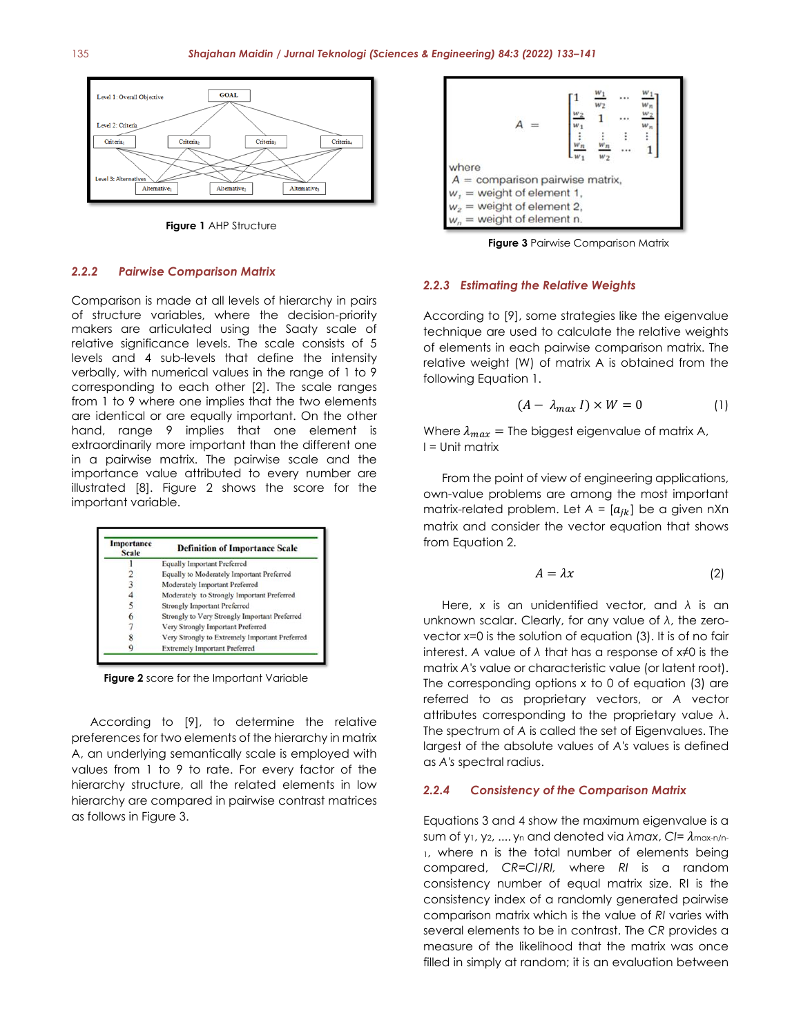Figure 1 AHP Structure

### 2.2.2 Pairwise Comparison Matrix

Comparison is made at all levels of hierarchy in pairs of structure variables, where the decision-priority makers are articulated using the Saaty scale of relative significance levels. The scale consists of 5 levels and 4 sub-levels that define the intensity verbally, with numerical values in the range of 1 to 9 corresponding to each other [2]. The scale ranges from 1 to 9 where one implies that the two elements are identical or are equally important. On the other hand, range 9 implies that one element is extraordinarily more important than the different one in a pairwise matrix. The pairwise scale and the importance value attributed to every number are illustrated [8]. Figure 2 shows the score for the important variable.

| Importance Scale | Definition of Importance Scale |
|---|---|
| 1 | Equally Important Preferred |
| 2 | Equally to Moderately Important Preferred |
| 3 | Moderately Important Preferred |
| 4 | Moderately to Strongly Important Preferred |
| 5 | Strongly Important Preferred |
| 6 | Strongly to Very Strongly Important Preferred |
| 7 | Very Strongly Important Preferred |
| 8 | Very Strongly to Extremely Important Preferred |
| 9 | Extremely Important Preferred |

**Figure 2** score for the Important Variable

According to [9], to determine the relative preferences for two elements of the hierarchy in matrix A, an underlying semantically scale is employed with values from 1 to 9 to rate. For every factor of the hierarchy structure, all the related elements in low hierarchy are compared in pairwise contrast matrices as follows in Figure 3.

$$A = \begin{bmatrix} 1 & \frac{w_1}{w_2} & \cdots & \frac{w_1}{w_n} \\ \frac{w_2}{w_1} & 1 & \cdots & \frac{w_2}{w_n} \\ \vdots & \vdots & \vdots & \vdots \\ \frac{w_n}{w_1} & \frac{w_n}{w_2} & \cdots & 1 \end{bmatrix}$$

where
$A$ = comparison pairwise matrix,
$w_1$ = weight of element 1,
$w_2$ = weight of element 2,
$w_n$ = weight of element n.

**Figure 3** Pairwise Comparison Matrix

### 2.2.3 Estimating the Relative Weights

According to [9], some strategies like the eigenvalue technique are used to calculate the relative weights of elements in each pairwise comparison matrix. The relative weight (W) of matrix A is obtained from the following Equation 1.

$$(A - \lambda_{max} I) \times W = 0 \quad (1)$$

Where $\lambda_{max}$ = The biggest eigenvalue of matrix A,
I = Unit matrix

From the point of view of engineering applications, own-value problems are among the most important matrix-related problem. Let $A = [a_{jk}]$ be a given nXn matrix and consider the vector equation that shows from Equation 2.

$$A = \lambda x \quad (2)$$

Here, x is an unidentified vector, and $\lambda$ is an unknown scalar. Clearly, for any value of $\lambda$, the zero-vector x=0 is the solution of equation (3). It is of no fair interest. *A* value of $\lambda$ that has a response of $x \neq 0$ is the matrix *A's* value or characteristic value (or latent root). The corresponding options *x* to 0 of equation (3) are referred to as proprietary vectors, or *A* vector attributes corresponding to the proprietary value $\lambda$. The spectrum of *A* is called the set of Eigenvalues. The largest of the absolute values of *A's* values is defined as *A's* spectral radius.

### 2.2.4 Consistency of the Comparison Matrix

Equations 3 and 4 show the maximum eigenvalue is a sum of $y_1$, $y_2$, .... $y_n$ and denoted via *λmax*, $CI = \lambda_{max\text{-}n/n\text{-}1}$, where n is the total number of elements being compared, *CR=CI/RI,* where *RI* is a random consistency number of equal matrix size. RI is the consistency index of a randomly generated pairwise comparison matrix which is the value of *RI* varies with several elements to be in contrast. The *CR* provides a measure of the likelihood that the matrix was once filled in simply at random; it is an evaluation between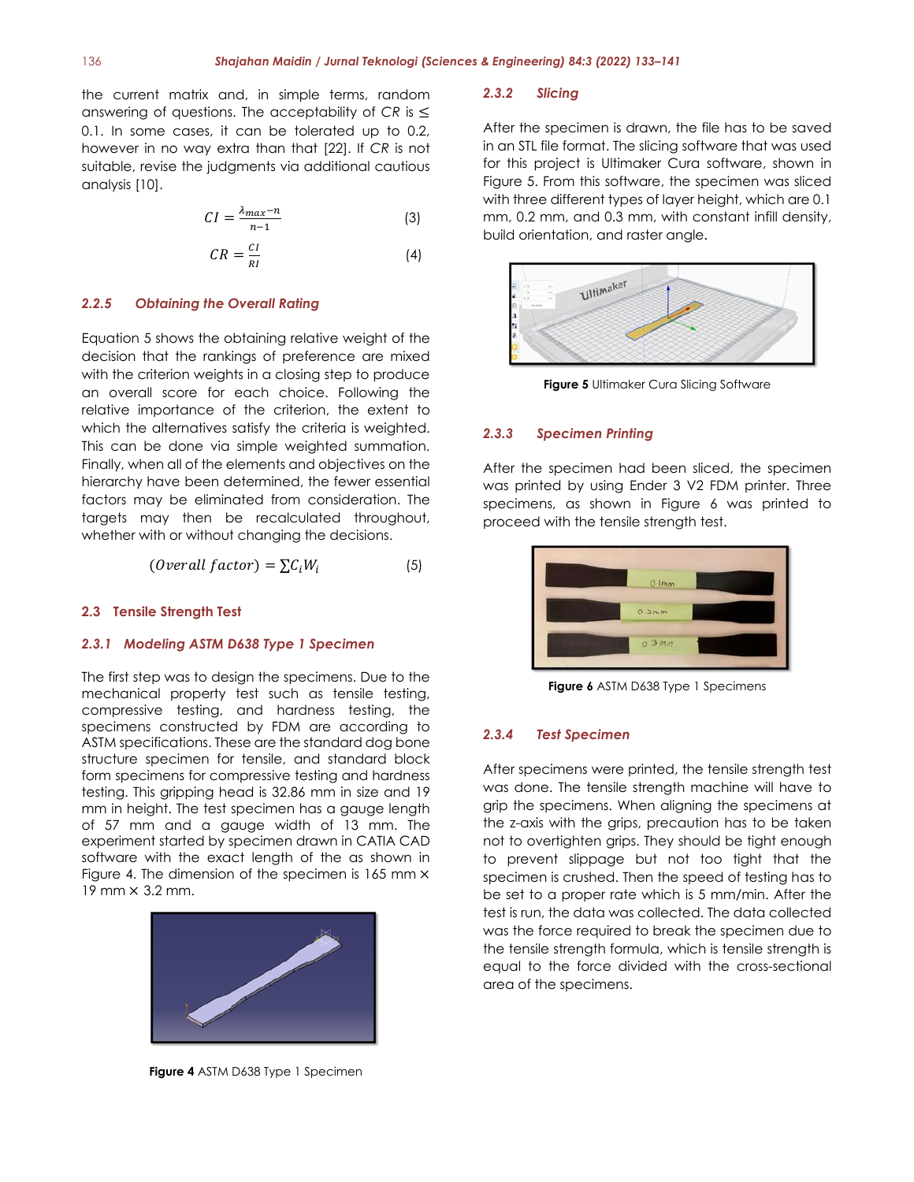the current matrix and, in simple terms, random answering of questions. The acceptability of *CR* is ≤ 0.1. In some cases, it can be tolerated up to 0.2, however in no way extra than that [22]. If *CR* is not suitable, revise the judgments via additional cautious analysis [10].

$$CI = \frac{\lambda_{max} - n}{n-1} \qquad (3)$$

$$CR = \frac{CI}{RI} \qquad (4)$$

#### 2.2.5 Obtaining the Overall Rating

Equation 5 shows the obtaining relative weight of the decision that the rankings of preference are mixed with the criterion weights in a closing step to produce an overall score for each choice. Following the relative importance of the criterion, the extent to which the alternatives satisfy the criteria is weighted. This can be done via simple weighted summation. Finally, when all of the elements and objectives on the hierarchy have been determined, the fewer essential factors may be eliminated from consideration. The targets may then be recalculated throughout, whether with or without changing the decisions.

$$(Overall\ factor) = \sum C_i W_i \qquad (5)$$

### 2.3 Tensile Strength Test

#### 2.3.1 Modeling ASTM D638 Type 1 Specimen

The first step was to design the specimens. Due to the mechanical property test such as tensile testing, compressive testing, and hardness testing, the specimens constructed by FDM are according to ASTM specifications. These are the standard dog bone structure specimen for tensile, and standard block form specimens for compressive testing and hardness testing. This gripping head is 32.86 mm in size and 19 mm in height. The test specimen has a gauge length of 57 mm and a gauge width of 13 mm. The experiment started by specimen drawn in CATIA CAD software with the exact length of the as shown in Figure 4. The dimension of the specimen is 165 mm × 19 mm × 3.2 mm.

**Figure 4** ASTM D638 Type 1 Specimen

#### 2.3.2 Slicing

After the specimen is drawn, the file has to be saved in an STL file format. The slicing software that was used for this project is Ultimaker Cura software, shown in Figure 5. From this software, the specimen was sliced with three different types of layer height, which are 0.1 mm, 0.2 mm, and 0.3 mm, with constant infill density, build orientation, and raster angle.

**Figure 5** Ultimaker Cura Slicing Software

#### 2.3.3 Specimen Printing

After the specimen had been sliced, the specimen was printed by using Ender 3 V2 FDM printer. Three specimens, as shown in Figure 6 was printed to proceed with the tensile strength test.

**Figure 6** ASTM D638 Type 1 Specimens

#### 2.3.4 Test Specimen

After specimens were printed, the tensile strength test was done. The tensile strength machine will have to grip the specimens. When aligning the specimens at the z-axis with the grips, precaution has to be taken not to overtighten grips. They should be tight enough to prevent slippage but not too tight that the specimen is crushed. Then the speed of testing has to be set to a proper rate which is 5 mm/min. After the test is run, the data was collected. The data collected was the force required to break the specimen due to the tensile strength formula, which is tensile strength is equal to the force divided with the cross-sectional area of the specimens.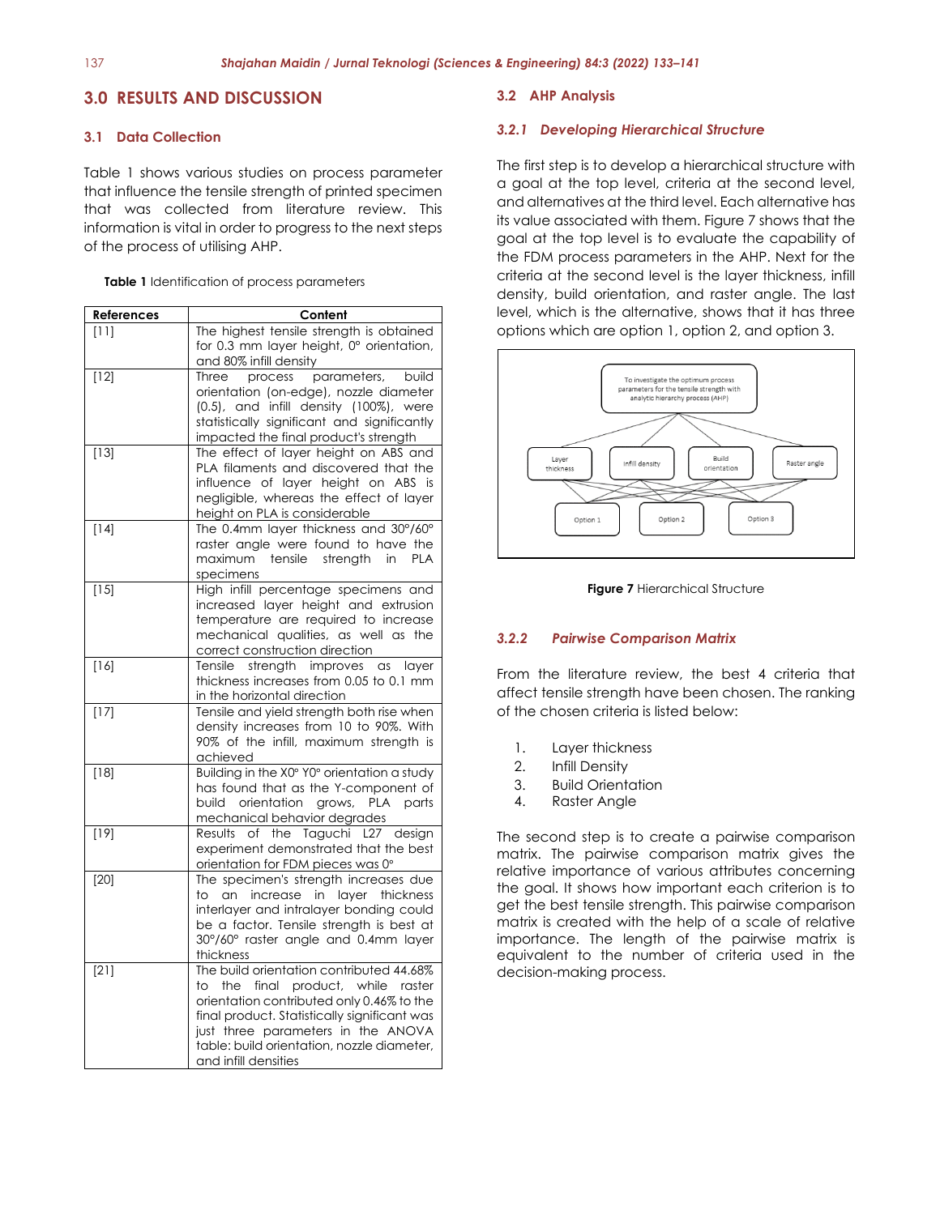## 3.0 RESULTS AND DISCUSSION

### 3.1 Data Collection

Table 1 shows various studies on process parameter that influence the tensile strength of printed specimen that was collected from literature review. This information is vital in order to progress to the next steps of the process of utilising AHP.

**Table 1** Identification of process parameters

| References | Content |
|---|---|
| [11] | The highest tensile strength is obtained for 0.3 mm layer height, 0° orientation, and 80% infill density |
| [12] | Three process parameters, build orientation (on-edge), nozzle diameter (0.5), and infill density (100%), were statistically significant and significantly impacted the final product's strength |
| [13] | The effect of layer height on ABS and PLA filaments and discovered that the influence of layer height on ABS is negligible, whereas the effect of layer height on PLA is considerable |
| [14] | The 0.4mm layer thickness and 30°/60° raster angle were found to have the maximum tensile strength in PLA specimens |
| [15] | High infill percentage specimens and increased layer height and extrusion temperature are required to increase mechanical qualities, as well as the correct construction direction |
| [16] | Tensile strength improves as layer thickness increases from 0.05 to 0.1 mm in the horizontal direction |
| [17] | Tensile and yield strength both rise when density increases from 10 to 90%. With 90% of the infill, maximum strength is achieved |
| [18] | Building in the X0° Y0° orientation a study has found that as the Y-component of build orientation grows, PLA parts mechanical behavior degrades |
| [19] | Results of the Taguchi L27 design experiment demonstrated that the best orientation for FDM pieces was 0° |
| [20] | The specimen's strength increases due to an increase in layer thickness interlayer and intralayer bonding could be a factor. Tensile strength is best at 30°/60° raster angle and 0.4mm layer thickness |
| [21] | The build orientation contributed 44.68% to the final product, while raster orientation contributed only 0.46% to the final product. Statistically significant was just three parameters in the ANOVA table: build orientation, nozzle diameter, and infill densities |

### 3.2 AHP Analysis

#### *3.2.1 Developing Hierarchical Structure*

The first step is to develop a hierarchical structure with a goal at the top level, criteria at the second level, and alternatives at the third level. Each alternative has its value associated with them. Figure 7 shows that the goal at the top level is to evaluate the capability of the FDM process parameters in the AHP. Next for the criteria at the second level is the layer thickness, infill density, build orientation, and raster angle. The last level, which is the alternative, shows that it has three options which are option 1, option 2, and option 3.

**Figure 7** Hierarchical Structure

#### *3.2.2 Pairwise Comparison Matrix*

From the literature review, the best 4 criteria that affect tensile strength have been chosen. The ranking of the chosen criteria is listed below:

1. Layer thickness
2. Infill Density
3. Build Orientation
4. Raster Angle

The second step is to create a pairwise comparison matrix. The pairwise comparison matrix gives the relative importance of various attributes concerning the goal. It shows how important each criterion is to get the best tensile strength. This pairwise comparison matrix is created with the help of a scale of relative importance. The length of the pairwise matrix is equivalent to the number of criteria used in the decision-making process.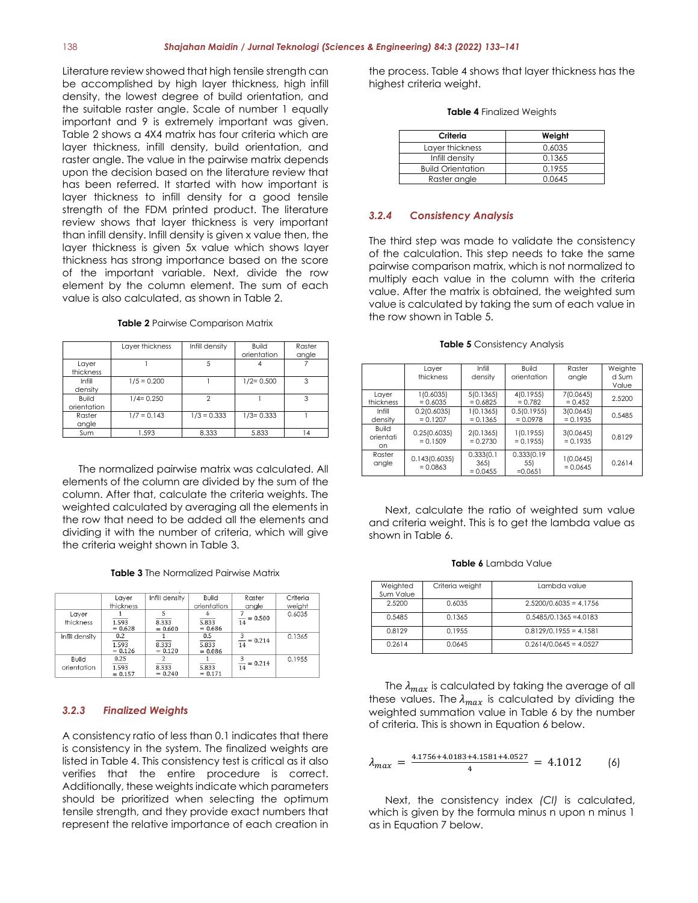Literature review showed that high tensile strength can be accomplished by high layer thickness, high infill density, the lowest degree of build orientation, and the suitable raster angle. Scale of number 1 equally important and 9 is extremely important was given. Table 2 shows a 4X4 matrix has four criteria which are layer thickness, infill density, build orientation, and raster angle. The value in the pairwise matrix depends upon the decision based on the literature review that has been referred. It started with how important is layer thickness to infill density for a good tensile strength of the FDM printed product. The literature review shows that layer thickness is very important than infill density. Infill density is given x value then, the layer thickness is given 5x value which shows layer thickness has strong importance based on the score of the important variable. Next, divide the row element by the column element. The sum of each value is also calculated, as shown in Table 2.

**Table 2** Pairwise Comparison Matrix

| | Layer thickness | Infill density | Build orientation | Raster angle |
|---|---|---|---|---|
| Layer thickness | 1 | 5 | 4 | 7 |
| Infill density | 1/5 = 0.200 | 1 | 1/2= 0.500 | 3 |
| Build orientation | 1/4= 0.250 | 2 | 1 | 3 |
| Raster angle | 1/7 = 0.143 | 1/3 = 0.333 | 1/3= 0.333 | 1 |
| Sum | 1.593 | 8.333 | 5.833 | 14 |

The normalized pairwise matrix was calculated. All elements of the column are divided by the sum of the column. After that, calculate the criteria weights. The weighted calculated by averaging all the elements in the row that need to be added all the elements and dividing it with the number of criteria, which will give the criteria weight shown in Table 3.

**Table 3** The Normalized Pairwise Matrix

| | Layer thickness | Infill density | Build orientation | Raster angle | Criteria weight |
|---|---|---|---|---|---|
| Layer thickness | $\frac{1}{1.593} = 0.628$ | $\frac{5}{8.333} = 0.600$ | $\frac{4}{5.833} = 0.686$ | $\frac{7}{14} = 0.500$ | 0.6035 |
| Infill density | $\frac{0.2}{1.593} = 0.126$ | $\frac{1}{8.333} = 0.120$ | $\frac{0.5}{5.833} = 0.086$ | $\frac{3}{14} = 0.214$ | 0.1365 |
| Build orientation | $\frac{0.25}{1.593} = 0.157$ | $\frac{2}{8.333} = 0.240$ | $\frac{1}{5.833} = 0.171$ | $\frac{3}{14} = 0.214$ | 0.1955 |

### 3.2.3 Finalized Weights

A consistency ratio of less than 0.1 indicates that there is consistency in the system. The finalized weights are listed in Table 4. This consistency test is critical as it also verifies that the entire procedure is correct. Additionally, these weights indicate which parameters should be prioritized when selecting the optimum tensile strength, and they provide exact numbers that represent the relative importance of each creation in the process. Table 4 shows that layer thickness has the highest criteria weight.

**Table 4** Finalized Weights

| Criteria | Weight |
|---|---|
| Layer thickness | 0.6035 |
| Infill density | 0.1365 |
| Build Orientation | 0.1955 |
| Raster angle | 0.0645 |

### 3.2.4 Consistency Analysis

The third step was made to validate the consistency of the calculation. This step needs to take the same pairwise comparison matrix, which is not normalized to multiply each value in the column with the criteria value. After the matrix is obtained, the weighted sum value is calculated by taking the sum of each value in the row shown in Table 5.

**Table 5** Consistency Analysis

| | Layer thickness | Infill density | Build orientation | Raster angle | Weighted Sum Value |
|---|---|---|---|---|---|
| Layer thickness | 1(0.6035) = 0.6035 | 5(0.1365) = 0.6825 | 4(0.1955) = 0.782 | 7(0.0645) = 0.452 | 2.5200 |
| Infill density | 0.2(0.6035) = 0.1207 | 1(0.1365) = 0.1365 | 0.5(0.1955) = 0.0978 | 3(0.0645) = 0.1935 | 0.5485 |
| Build orientation | 0.25(0.6035) = 0.1509 | 2(0.1365) = 0.2730 | 1(0.1955) = 0.1955 | 3(0.0645) = 0.1935 | 0.8129 |
| Raster angle | 0.143(0.6035) = 0.0863 | 0.333(0.1365) = 0.0455 | 0.333(0.1955) =0.0651 | 1(0.0645) = 0.0645 | 0.2614 |

Next, calculate the ratio of weighted sum value and criteria weight. This is to get the lambda value as shown in Table 6.

**Table 6** Lambda Value

| Weighted Sum Value | Criteria weight | Lambda value |
|---|---|---|
| 2.5200 | 0.6035 | 2.5200/0.6035 = 4.1756 |
| 0.5485 | 0.1365 | 0.5485/0.1365 =4.0183 |
| 0.8129 | 0.1955 | 0.8129/0.1955 = 4.1581 |
| 0.2614 | 0.0645 | 0.2614/0.0645 = 4.0527 |

The $\lambda_{max}$ is calculated by taking the average of all these values. The $\lambda_{max}$ is calculated by dividing the weighted summation value in Table 6 by the number of criteria. This is shown in Equation 6 below.

$$\lambda_{max} = \frac{4.1756+4.0183+4.1581+4.0527}{4} = 4.1012 \qquad (6)$$

Next, the consistency index *(CI)* is calculated, which is given by the formula minus n upon n minus 1 as in Equation 7 below.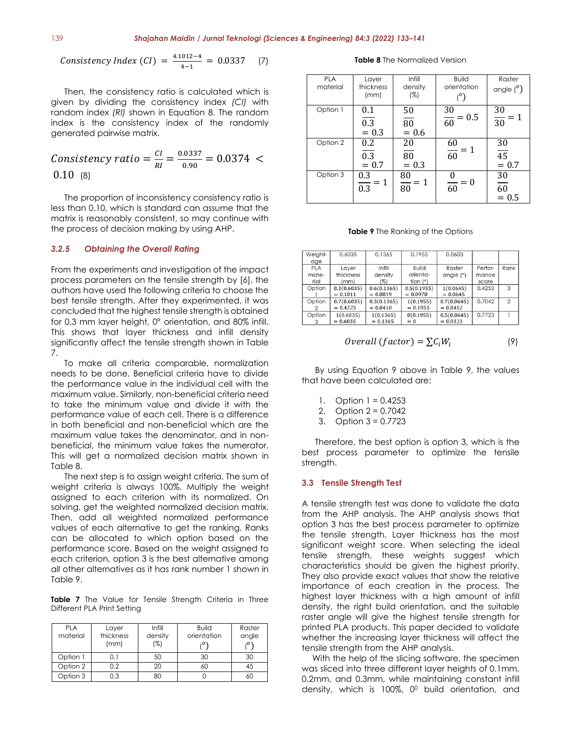$$Consistency\ Index\ (CI) = \frac{4.1012-4}{4-1} = 0.0337 \quad (7)$$

Then, the consistency ratio is calculated which is given by dividing the consistency index *(CI)* with random index *(RI)* shown in Equation 8. The random index is the consistency index of the randomly generated pairwise matrix.

$$Consistency\ ratio = \frac{CI}{RI} = \frac{0.0337}{0.90} = 0.0374 < 0.10 \quad (8)$$

The proportion of inconsistency consistency ratio is less than 0.10, which is standard can assume that the matrix is reasonably consistent, so may continue with the process of decision making by using AHP.

### 3.2.5 Obtaining the Overall Rating

From the experiments and investigation of the impact process parameters on the tensile strength by [6], the authors have used the following criteria to choose the best tensile strength. After they experimented, it was concluded that the highest tensile strength is obtained for 0.3 mm layer height, 0° orientation, and 80% infill. This shows that layer thickness and infill density significantly affect the tensile strength shown in Table 7.

To make all criteria comparable, normalization needs to be done. Beneficial criteria have to divide the performance value in the individual cell with the maximum value. Similarly, non-beneficial criteria need to take the minimum value and divide it with the performance value of each cell. There is a difference in both beneficial and non-beneficial which are the maximum value takes the denominator, and in non-beneficial, the minimum value takes the numerator. This will get a normalized decision matrix shown in Table 8.

The next step is to assign weight criteria. The sum of weight criteria is always 100%. Multiply the weight assigned to each criterion with its normalized. On solving, get the weighted normalized decision matrix. Then, add all weighted normalized performance values of each alternative to get the ranking. Ranks can be allocated to which option based on the performance score. Based on the weight assigned to each criterion, option 3 is the best alternative among all other alternatives as it has rank number 1 shown in Table 9.

**Table 7** The Value for Tensile Strength Criteria in Three Different PLA Print Setting

| PLA material | Layer thickness (mm) | Infill density (%) | Build orientation (°) | Raster angle (°) |
|---|---|---|---|---|
| Option 1 | 0.1 | 50 | 30 | 30 |
| Option 2 | 0.2 | 20 | 60 | 45 |
| Option 3 | 0.3 | 80 | 0 | 60 |

**Table 8** The Normalized Version

| PLA material | Layer thickness (mm) | Infill density (%) | Build orientation (°) | Raster angle (°) |
|---|---|---|---|---|
| Option 1 | $\frac{0.1}{0.3} = 0.3$ | $\frac{50}{80} = 0.6$ | $\frac{30}{60} = 0.5$ | $\frac{30}{30} = 1$ |
| Option 2 | $\frac{0.2}{0.3} = 0.7$ | $\frac{20}{80} = 0.3$ | $\frac{60}{60} = 1$ | $\frac{30}{45} = 0.7$ |
| Option 3 | $\frac{0.3}{0.3} = 1$ | $\frac{80}{80} = 1$ | $\frac{0}{60} = 0$ | $\frac{30}{60} = 0.5$ |

**Table 9** The Ranking of the Options

| Weightage | 0.6035 | 0.1365 | 0.1955 | 0.0603 | | |
|---|---|---|---|---|---|---|
| PLA material | Layer thickness (mm) | Infill density (%) | Build orientation (°) | Raster angle (°) | Performance score | Rank |
| Option 1 | 0.3(0.6035) = 0.1811 | 0.6(0.1365) = 0.0819 | 0.5(0.1955) = 0.0978 | 1(0.0645) = 0.0645 | 0.4253 | 3 |
| Option 2 | 0.7(0.6035) = 0.4225 | 0.3(0.1365) = 0.0410 | 1(0.1955) = 0.1955 | 0.7(0.0645) = 0.0452 | 0.7042 | 2 |
| Option 3 | 1(0.6035) = 0.6035 | 1(0.1365) = 0.1365 | 0(0.1955) = 0 | 0.5(0.0645) = 0.0323 | 0.7723 | 1 |

$$Overall\ (factor) = \sum C_i W_i \quad (9)$$

By using Equation 9 above in Table 9, the values that have been calculated are:

1. Option 1 = 0.4253
2. Option 2 = 0.7042
3. Option 3 = 0.7723

Therefore, the best option is option 3, which is the best process parameter to optimize the tensile strength.

## 3.3 Tensile Strength Test

A tensile strength test was done to validate the data from the AHP analysis. The AHP analysis shows that option 3 has the best process parameter to optimize the tensile strength. Layer thickness has the most significant weight score. When selecting the ideal tensile strength, these weights suggest which characteristics should be given the highest priority. They also provide exact values that show the relative importance of each creation in the process. The highest layer thickness with a high amount of infill density, the right build orientation, and the suitable raster angle will give the highest tensile strength for printed PLA products. This paper decided to validate whether the increasing layer thickness will affect the tensile strength from the AHP analysis.

With the help of the slicing software, the specimen was sliced into three different layer heights of 0.1mm, 0.2mm, and 0.3mm, while maintaining constant infill density, which is 100%, $0^0$ build orientation, and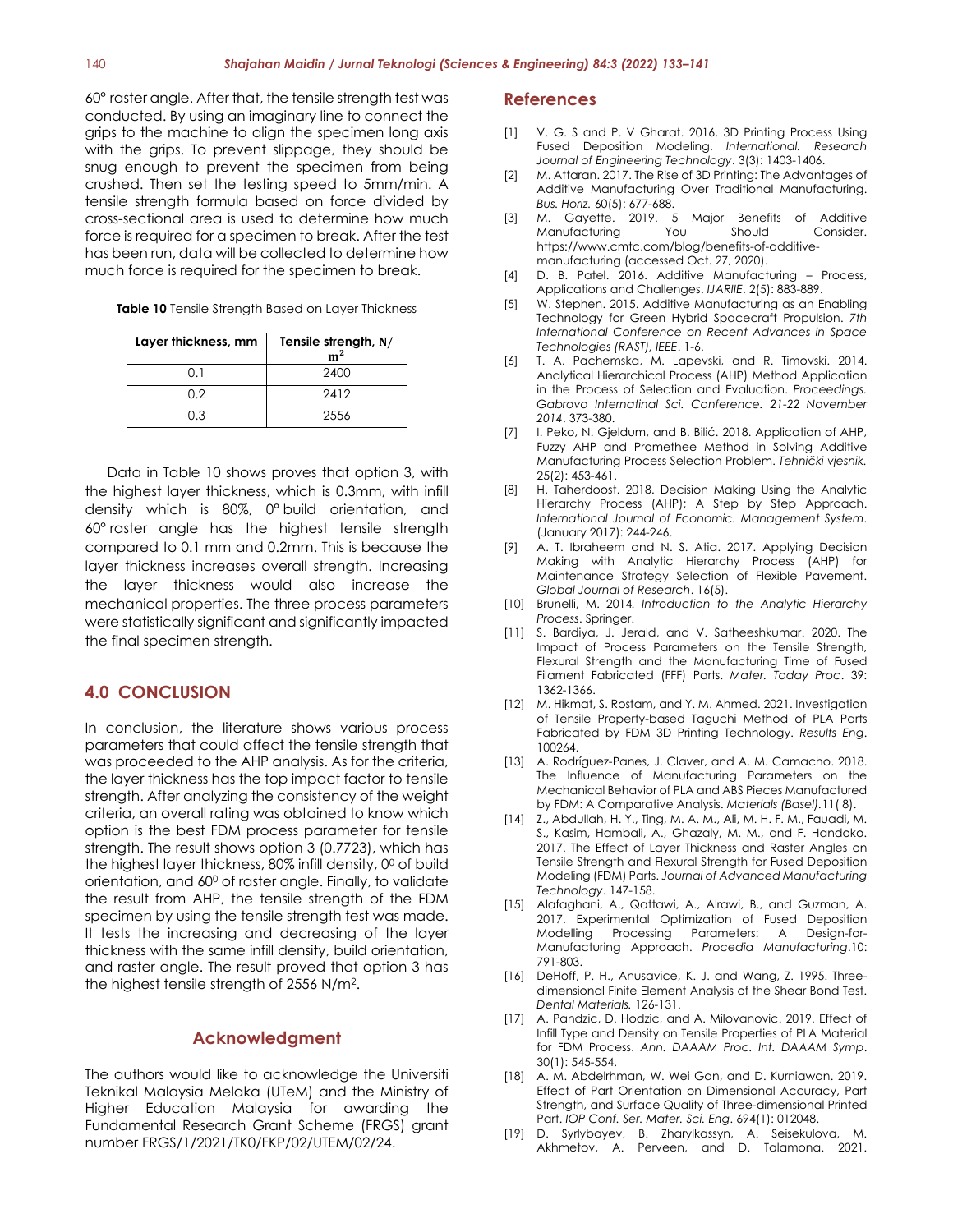60° raster angle. After that, the tensile strength test was conducted. By using an imaginary line to connect the grips to the machine to align the specimen long axis with the grips. To prevent slippage, they should be snug enough to prevent the specimen from being crushed. Then set the testing speed to 5mm/min. A tensile strength formula based on force divided by cross-sectional area is used to determine how much force is required for a specimen to break. After the test has been run, data will be collected to determine how much force is required for the specimen to break.

**Table 10** Tensile Strength Based on Layer Thickness

| Layer thickness, mm | Tensile strength, $N/m^2$ |
|---|---|
| 0.1 | 2400 |
| 0.2 | 2412 |
| 0.3 | 2556 |

Data in Table 10 shows proves that option 3, with the highest layer thickness, which is 0.3mm, with infill density which is 80%, 0° build orientation, and 60° raster angle has the highest tensile strength compared to 0.1 mm and 0.2mm. This is because the layer thickness increases overall strength. Increasing the layer thickness would also increase the mechanical properties. The three process parameters were statistically significant and significantly impacted the final specimen strength.

## 4.0 CONCLUSION

In conclusion, the literature shows various process parameters that could affect the tensile strength that was proceeded to the AHP analysis. As for the criteria, the layer thickness has the top impact factor to tensile strength. After analyzing the consistency of the weight criteria, an overall rating was obtained to know which option is the best FDM process parameter for tensile strength. The result shows option 3 (0.7723), which has the highest layer thickness, 80% infill density, $0^0$ of build orientation, and $60^0$ of raster angle. Finally, to validate the result from AHP, the tensile strength of the FDM specimen by using the tensile strength test was made. It tests the increasing and decreasing of the layer thickness with the same infill density, build orientation, and raster angle. The result proved that option 3 has the highest tensile strength of 2556 $N/m^2$.

## Acknowledgment

The authors would like to acknowledge the Universiti Teknikal Malaysia Melaka (UTeM) and the Ministry of Higher Education Malaysia for awarding the Fundamental Research Grant Scheme (FRGS) grant number FRGS/1/2021/TK0/FKP/02/UTEM/02/24.

## References

[1] V. G. S and P. V Gharat. 2016. 3D Printing Process Using Fused Deposition Modeling. *International. Research Journal of Engineering Technology*. 3(3): 1403-1406.

[2] M. Attaran. 2017. The Rise of 3D Printing: The Advantages of Additive Manufacturing Over Traditional Manufacturing. *Bus. Horiz.* 60(5): 677-688.

[3] M. Gayette. 2019. 5 Major Benefits of Additive Manufacturing You Should Consider. https://www.cmtc.com/blog/benefits-of-additive-manufacturing (accessed Oct. 27, 2020).

[4] D. B. Patel. 2016. Additive Manufacturing – Process, Applications and Challenges. *IJARIIE*. 2(5): 883-889.

[5] W. Stephen. 2015. Additive Manufacturing as an Enabling Technology for Green Hybrid Spacecraft Propulsion. *7th International Conference on Recent Advances in Space Technologies (RAST), IEEE*. 1-6.

[6] T. A. Pachemska, M. Lapevski, and R. Timovski. 2014. Analytical Hierarchical Process (AHP) Method Application in the Process of Selection and Evaluation. *Proceedings. Gabrovo Internatinal Sci. Conference. 21-22 November 2014*. 373-380.

[7] I. Peko, N. Gjeldum, and B. Bilić. 2018. Application of AHP, Fuzzy AHP and Promethee Method in Solving Additive Manufacturing Process Selection Problem. *Tehnički vjesnik.* 25(2): 453-461.

[8] H. Taherdoost. 2018. Decision Making Using the Analytic Hierarchy Process (AHP); A Step by Step Approach. *International Journal of Economic. Management System*. (January 2017): 244-246.

[9] A. T. Ibraheem and N. S. Atia. 2017. Applying Decision Making with Analytic Hierarchy Process (AHP) for Maintenance Strategy Selection of Flexible Pavement. *Global Journal of Research*. 16(5).

[10] Brunelli, M. 2014. *Introduction to the Analytic Hierarchy Process*. Springer.

[11] S. Bardiya, J. Jerald, and V. Satheeshkumar. 2020. The Impact of Process Parameters on the Tensile Strength, Flexural Strength and the Manufacturing Time of Fused Filament Fabricated (FFF) Parts. *Mater. Today Proc*. 39: 1362-1366.

[12] M. Hikmat, S. Rostam, and Y. M. Ahmed. 2021. Investigation of Tensile Property-based Taguchi Method of PLA Parts Fabricated by FDM 3D Printing Technology. *Results Eng*. 100264.

[13] A. Rodríguez-Panes, J. Claver, and A. M. Camacho. 2018. The Influence of Manufacturing Parameters on the Mechanical Behavior of PLA and ABS Pieces Manufactured by FDM: A Comparative Analysis. *Materials (Basel)*.11( 8).

[14] Z., Abdullah, H. Y., Ting, M. A. M., Ali, M. H. F. M., Fauadi, M. S., Kasim, Hambali, A., Ghazaly, M. M., and F. Handoko. 2017. The Effect of Layer Thickness and Raster Angles on Tensile Strength and Flexural Strength for Fused Deposition Modeling (FDM) Parts. *Journal of Advanced Manufacturing Technology*. 147-158.

[15] Alafaghani, A., Qattawi, A., Alrawi, B., and Guzman, A. 2017. Experimental Optimization of Fused Deposition Modelling Processing Parameters: A Design-for-Manufacturing Approach. *Procedia Manufacturing*.10: 791-803.

[16] DeHoff, P. H., Anusavice, K. J. and Wang, Z. 1995. Three-dimensional Finite Element Analysis of the Shear Bond Test. *Dental Materials.* 126-131.

[17] A. Pandzic, D. Hodzic, and A. Milovanovic. 2019. Effect of Infill Type and Density on Tensile Properties of PLA Material for FDM Process. *Ann. DAAAM Proc. Int. DAAAM Symp*. 30(1): 545-554.

[18] A. M. Abdelrhman, W. Wei Gan, and D. Kurniawan. 2019. Effect of Part Orientation on Dimensional Accuracy, Part Strength, and Surface Quality of Three-dimensional Printed Part. *IOP Conf. Ser. Mater. Sci. Eng*. 694(1): 012048.

[19] D. Syrlybayev, B. Zharylkassyn, A. Seisekulova, M. Akhmetov, A. Perveen, and D. Talamona. 2021.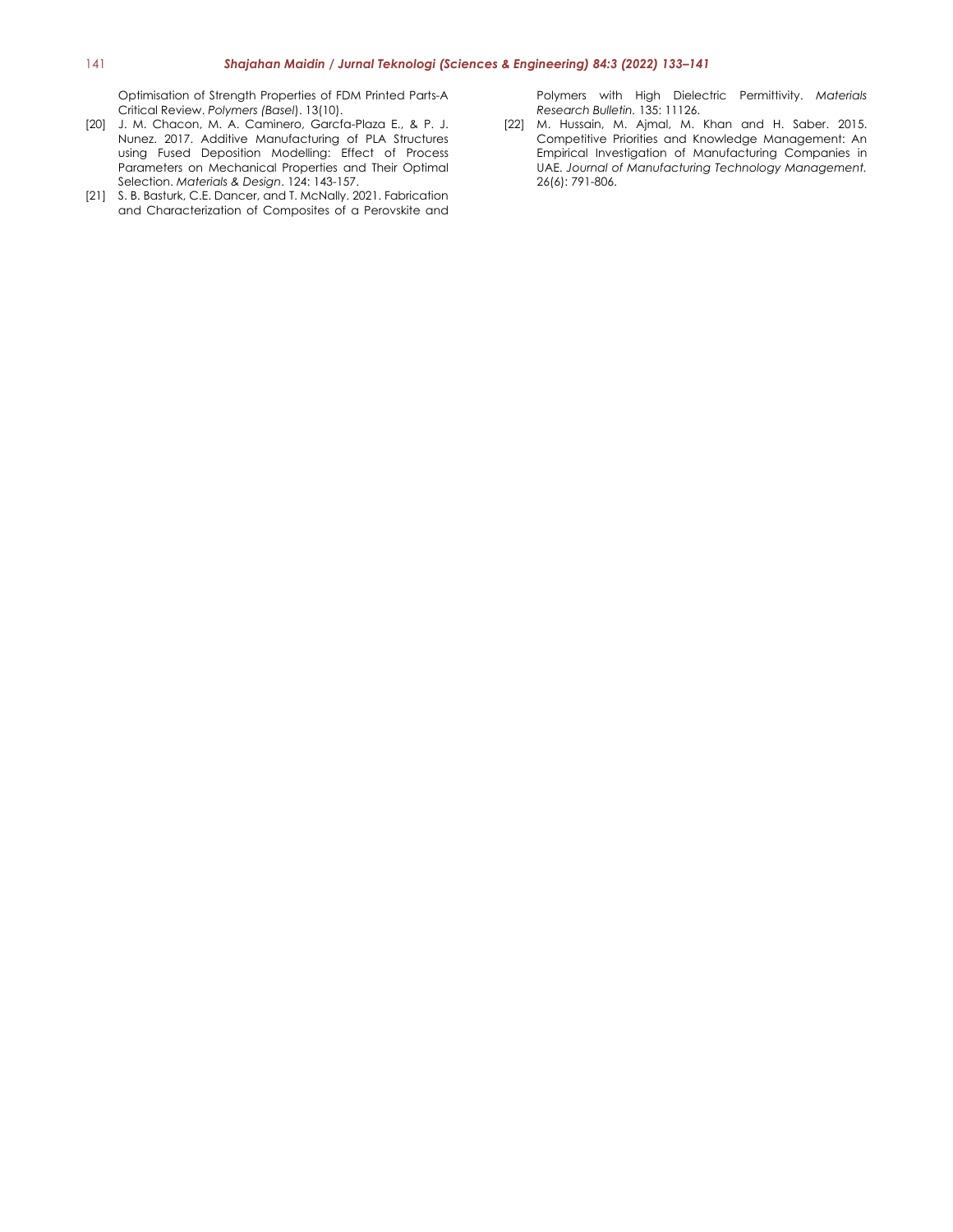Optimisation of Strength Properties of FDM Printed Parts-A Critical Review. *Polymers (Basel*). 13(10).

[20] J. M. Chacon, M. A. Caminero, Garcfa-Plaza E., & P. J. Nunez. 2017. Additive Manufacturing of PLA Structures using Fused Deposition Modelling: Effect of Process Parameters on Mechanical Properties and Their Optimal Selection. *Materials & Design*. 124: 143-157.

[21] S. B. Basturk, C.E. Dancer, and T. McNally. 2021. Fabrication and Characterization of Composites of a Perovskite and Polymers with High Dielectric Permittivity. *Materials Research Bulletin.* 135: 11126.

[22] M. Hussain, M. Ajmal, M. Khan and H. Saber. 2015. Competitive Priorities and Knowledge Management: An Empirical Investigation of Manufacturing Companies in UAE. *Journal of Manufacturing Technology Management.* 26(6): 791-806.